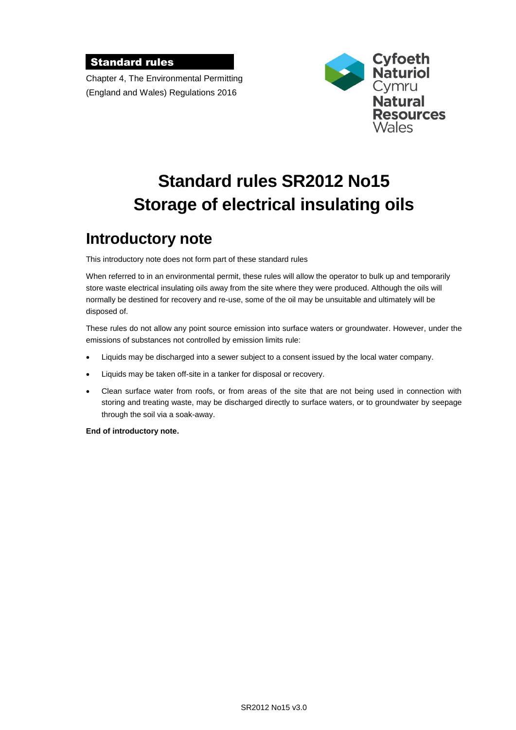**Standard rules**

Chapter 4, The Environmental Permitting (England and Wales) Regulations 2016

Cyfoeth Naturiol Cymru
Natural Resources Wales

# Standard rules SR2012 No15
# Storage of electrical insulating oils

## Introductory note

This introductory note does not form part of these standard rules

When referred to in an environmental permit, these rules will allow the operator to bulk up and temporarily store waste electrical insulating oils away from the site where they were produced. Although the oils will normally be destined for recovery and re-use, some of the oil may be unsuitable and ultimately will be disposed of.

These rules do not allow any point source emission into surface waters or groundwater. However, under the emissions of substances not controlled by emission limits rule:

- Liquids may be discharged into a sewer subject to a consent issued by the local water company.
- Liquids may be taken off-site in a tanker for disposal or recovery.
- Clean surface water from roofs, or from areas of the site that are not being used in connection with storing and treating waste, may be discharged directly to surface waters, or to groundwater by seepage through the soil via a soak-away.

**End of introductory note.**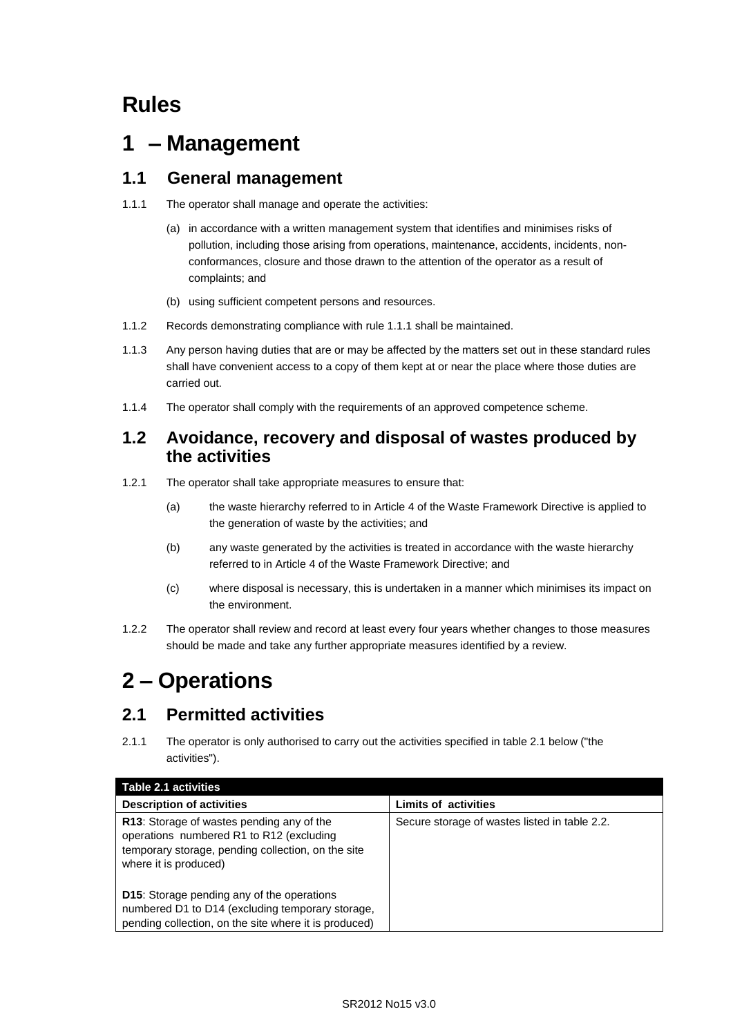# Rules

# 1 – Management

## 1.1 General management

1.1.1 The operator shall manage and operate the activities:

(a) in accordance with a written management system that identifies and minimises risks of pollution, including those arising from operations, maintenance, accidents, incidents, non-conformances, closure and those drawn to the attention of the operator as a result of complaints; and

(b) using sufficient competent persons and resources.

1.1.2 Records demonstrating compliance with rule 1.1.1 shall be maintained.

1.1.3 Any person having duties that are or may be affected by the matters set out in these standard rules shall have convenient access to a copy of them kept at or near the place where those duties are carried out.

1.1.4 The operator shall comply with the requirements of an approved competence scheme.

## 1.2 Avoidance, recovery and disposal of wastes produced by the activities

1.2.1 The operator shall take appropriate measures to ensure that:

(a) the waste hierarchy referred to in Article 4 of the Waste Framework Directive is applied to the generation of waste by the activities; and

(b) any waste generated by the activities is treated in accordance with the waste hierarchy referred to in Article 4 of the Waste Framework Directive; and

(c) where disposal is necessary, this is undertaken in a manner which minimises its impact on the environment.

1.2.2 The operator shall review and record at least every four years whether changes to those measures should be made and take any further appropriate measures identified by a review.

# 2 – Operations

## 2.1 Permitted activities

2.1.1 The operator is only authorised to carry out the activities specified in table 2.1 below ("the activities").

| Table 2.1 activities | |
|---|---|
| **Description of activities** | **Limits of activities** |
| **R13**: Storage of wastes pending any of the operations numbered R1 to R12 (excluding temporary storage, pending collection, on the site where it is produced)<br><br>**D15**: Storage pending any of the operations numbered D1 to D14 (excluding temporary storage, pending collection, on the site where it is produced) | Secure storage of wastes listed in table 2.2. |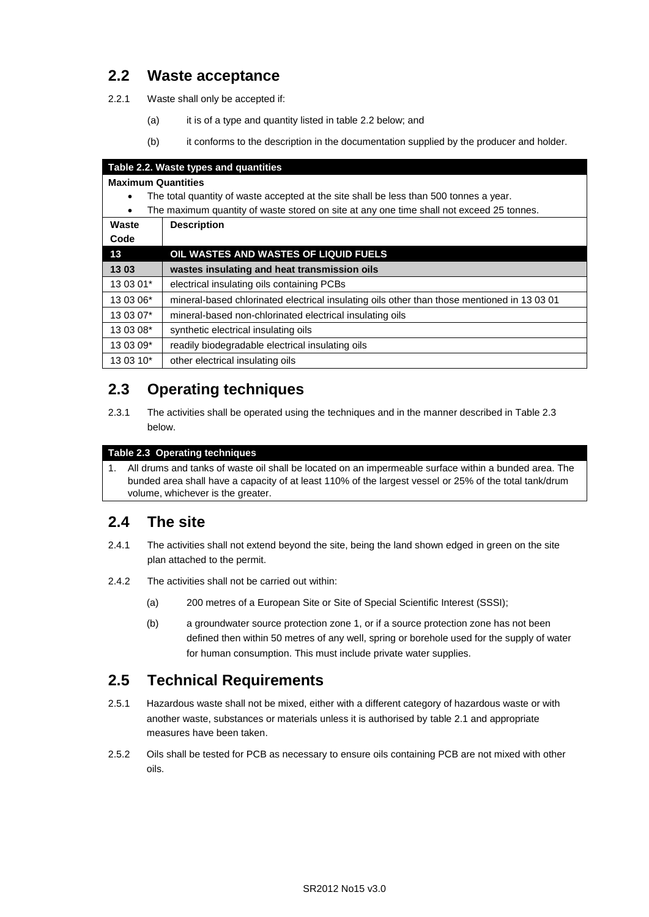## 2.2 Waste acceptance

2.2.1 Waste shall only be accepted if:

(a) it is of a type and quantity listed in table 2.2 below; and

(b) it conforms to the description in the documentation supplied by the producer and holder.

| Table 2.2. Waste types and quantities | |
|---|---|
| **Maximum Quantities**<br>• The total quantity of waste accepted at the site shall be less than 500 tonnes a year.<br>• The maximum quantity of waste stored on site at any one time shall not exceed 25 tonnes. | |
| **Waste Code** | **Description** |
| **13** | **OIL WASTES AND WASTES OF LIQUID FUELS** |
| **13 03** | **wastes insulating and heat transmission oils** |
| 13 03 01* | electrical insulating oils containing PCBs |
| 13 03 06* | mineral-based chlorinated electrical insulating oils other than those mentioned in 13 03 01 |
| 13 03 07* | mineral-based non-chlorinated electrical insulating oils |
| 13 03 08* | synthetic electrical insulating oils |
| 13 03 09* | readily biodegradable electrical insulating oils |
| 13 03 10* | other electrical insulating oils |

## 2.3 Operating techniques

2.3.1 The activities shall be operated using the techniques and in the manner described in Table 2.3 below.

| Table 2.3 Operating techniques |
|---|
| 1. All drums and tanks of waste oil shall be located on an impermeable surface within a bunded area. The bunded area shall have a capacity of at least 110% of the largest vessel or 25% of the total tank/drum volume, whichever is the greater. |

## 2.4 The site

2.4.1 The activities shall not extend beyond the site, being the land shown edged in green on the site plan attached to the permit.

2.4.2 The activities shall not be carried out within:

(a) 200 metres of a European Site or Site of Special Scientific Interest (SSSI);

(b) a groundwater source protection zone 1, or if a source protection zone has not been defined then within 50 metres of any well, spring or borehole used for the supply of water for human consumption. This must include private water supplies.

## 2.5 Technical Requirements

2.5.1 Hazardous waste shall not be mixed, either with a different category of hazardous waste or with another waste, substances or materials unless it is authorised by table 2.1 and appropriate measures have been taken.

2.5.2 Oils shall be tested for PCB as necessary to ensure oils containing PCB are not mixed with other oils.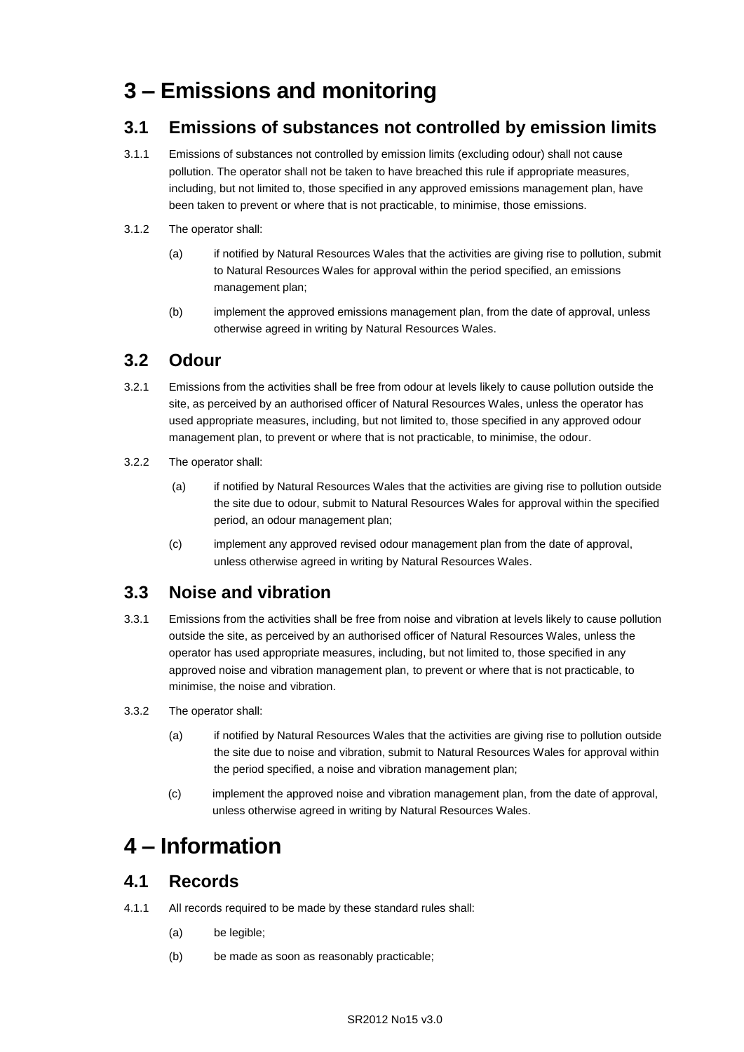# 3 – Emissions and monitoring

## 3.1 Emissions of substances not controlled by emission limits

3.1.1 Emissions of substances not controlled by emission limits (excluding odour) shall not cause pollution. The operator shall not be taken to have breached this rule if appropriate measures, including, but not limited to, those specified in any approved emissions management plan, have been taken to prevent or where that is not practicable, to minimise, those emissions.

3.1.2 The operator shall:

(a) if notified by Natural Resources Wales that the activities are giving rise to pollution, submit to Natural Resources Wales for approval within the period specified, an emissions management plan;

(b) implement the approved emissions management plan, from the date of approval, unless otherwise agreed in writing by Natural Resources Wales.

## 3.2 Odour

3.2.1 Emissions from the activities shall be free from odour at levels likely to cause pollution outside the site, as perceived by an authorised officer of Natural Resources Wales, unless the operator has used appropriate measures, including, but not limited to, those specified in any approved odour management plan, to prevent or where that is not practicable, to minimise, the odour.

3.2.2 The operator shall:

(a) if notified by Natural Resources Wales that the activities are giving rise to pollution outside the site due to odour, submit to Natural Resources Wales for approval within the specified period, an odour management plan;

(c) implement any approved revised odour management plan from the date of approval, unless otherwise agreed in writing by Natural Resources Wales.

## 3.3 Noise and vibration

3.3.1 Emissions from the activities shall be free from noise and vibration at levels likely to cause pollution outside the site, as perceived by an authorised officer of Natural Resources Wales, unless the operator has used appropriate measures, including, but not limited to, those specified in any approved noise and vibration management plan, to prevent or where that is not practicable, to minimise, the noise and vibration.

3.3.2 The operator shall:

(a) if notified by Natural Resources Wales that the activities are giving rise to pollution outside the site due to noise and vibration, submit to Natural Resources Wales for approval within the period specified, a noise and vibration management plan;

(c) implement the approved noise and vibration management plan, from the date of approval, unless otherwise agreed in writing by Natural Resources Wales.

# 4 – Information

## 4.1 Records

4.1.1 All records required to be made by these standard rules shall:

(a) be legible;

(b) be made as soon as reasonably practicable;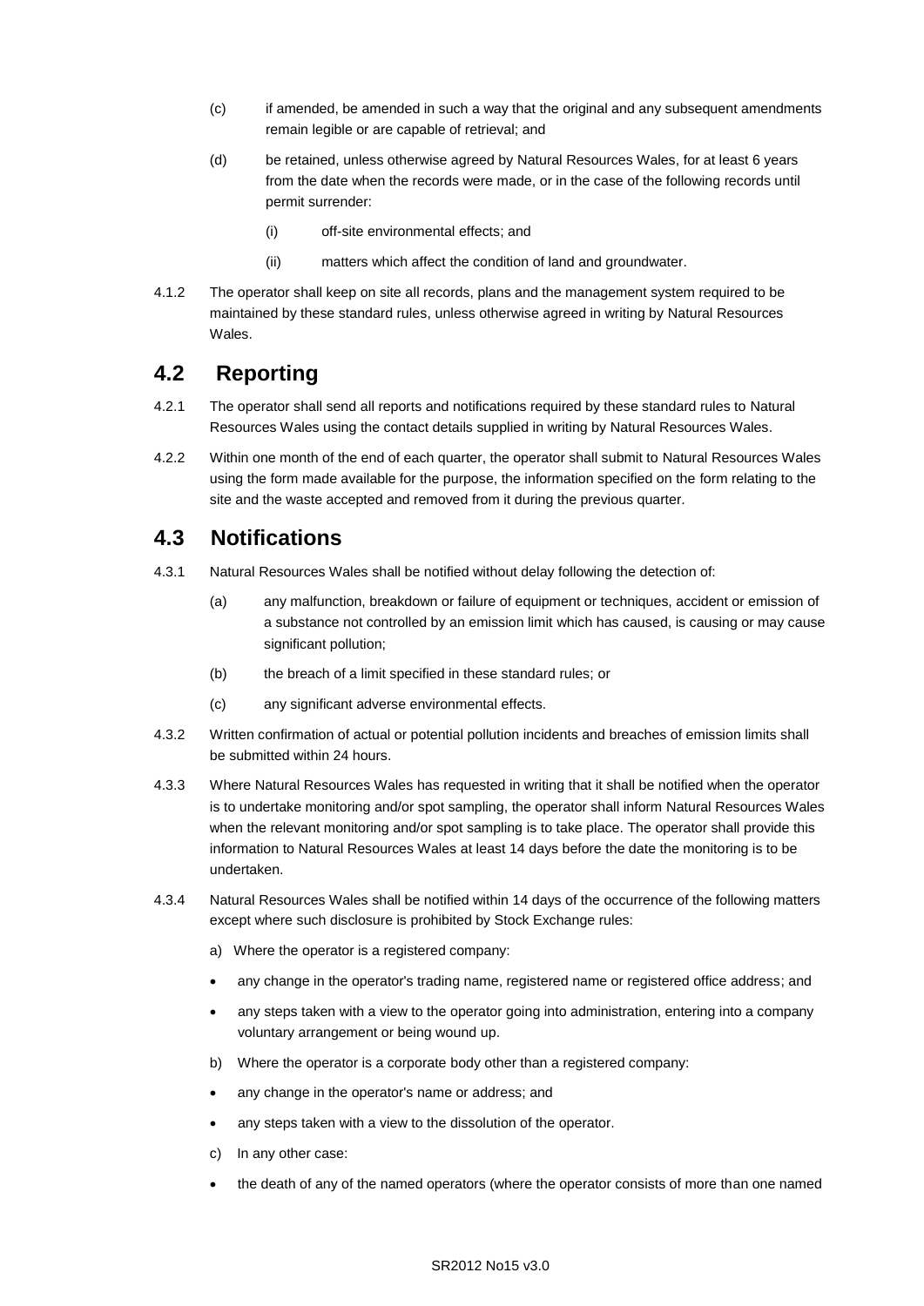(c) if amended, be amended in such a way that the original and any subsequent amendments remain legible or are capable of retrieval; and

(d) be retained, unless otherwise agreed by Natural Resources Wales, for at least 6 years from the date when the records were made, or in the case of the following records until permit surrender:

(i) off-site environmental effects; and

(ii) matters which affect the condition of land and groundwater.

4.1.2 The operator shall keep on site all records, plans and the management system required to be maintained by these standard rules, unless otherwise agreed in writing by Natural Resources Wales.

## 4.2 Reporting

4.2.1 The operator shall send all reports and notifications required by these standard rules to Natural Resources Wales using the contact details supplied in writing by Natural Resources Wales.

4.2.2 Within one month of the end of each quarter, the operator shall submit to Natural Resources Wales using the form made available for the purpose, the information specified on the form relating to the site and the waste accepted and removed from it during the previous quarter.

## 4.3 Notifications

4.3.1 Natural Resources Wales shall be notified without delay following the detection of:

(a) any malfunction, breakdown or failure of equipment or techniques, accident or emission of a substance not controlled by an emission limit which has caused, is causing or may cause significant pollution;

(b) the breach of a limit specified in these standard rules; or

(c) any significant adverse environmental effects.

4.3.2 Written confirmation of actual or potential pollution incidents and breaches of emission limits shall be submitted within 24 hours.

4.3.3 Where Natural Resources Wales has requested in writing that it shall be notified when the operator is to undertake monitoring and/or spot sampling, the operator shall inform Natural Resources Wales when the relevant monitoring and/or spot sampling is to take place. The operator shall provide this information to Natural Resources Wales at least 14 days before the date the monitoring is to be undertaken.

4.3.4 Natural Resources Wales shall be notified within 14 days of the occurrence of the following matters except where such disclosure is prohibited by Stock Exchange rules:

a) Where the operator is a registered company:

- any change in the operator's trading name, registered name or registered office address; and
- any steps taken with a view to the operator going into administration, entering into a company voluntary arrangement or being wound up.

b) Where the operator is a corporate body other than a registered company:

- any change in the operator's name or address; and
- any steps taken with a view to the dissolution of the operator.

c) In any other case:

- the death of any of the named operators (where the operator consists of more than one named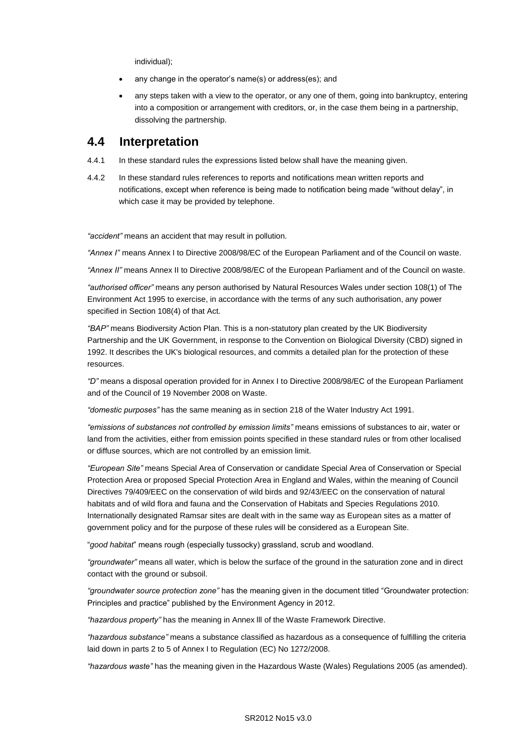individual);

- any change in the operator's name(s) or address(es); and
- any steps taken with a view to the operator, or any one of them, going into bankruptcy, entering into a composition or arrangement with creditors, or, in the case them being in a partnership, dissolving the partnership.

## 4.4 Interpretation

4.4.1 In these standard rules the expressions listed below shall have the meaning given.

4.4.2 In these standard rules references to reports and notifications mean written reports and notifications, except when reference is being made to notification being made "without delay", in which case it may be provided by telephone.

*"accident"* means an accident that may result in pollution.

*"Annex I"* means Annex I to Directive 2008/98/EC of the European Parliament and of the Council on waste.

*"Annex II"* means Annex II to Directive 2008/98/EC of the European Parliament and of the Council on waste.

*"authorised officer"* means any person authorised by Natural Resources Wales under section 108(1) of The Environment Act 1995 to exercise, in accordance with the terms of any such authorisation, any power specified in Section 108(4) of that Act.

*"BAP"* means Biodiversity Action Plan. This is a non-statutory plan created by the UK Biodiversity Partnership and the UK Government, in response to the Convention on Biological Diversity (CBD) signed in 1992. It describes the UK's biological resources, and commits a detailed plan for the protection of these resources.

*"D"* means a disposal operation provided for in Annex I to Directive 2008/98/EC of the European Parliament and of the Council of 19 November 2008 on Waste.

*"domestic purposes"* has the same meaning as in section 218 of the Water Industry Act 1991.

*"emissions of substances not controlled by emission limits"* means emissions of substances to air, water or land from the activities, either from emission points specified in these standard rules or from other localised or diffuse sources, which are not controlled by an emission limit.

*"European Site"* means Special Area of Conservation or candidate Special Area of Conservation or Special Protection Area or proposed Special Protection Area in England and Wales, within the meaning of Council Directives 79/409/EEC on the conservation of wild birds and 92/43/EEC on the conservation of natural habitats and of wild flora and fauna and the Conservation of Habitats and Species Regulations 2010. Internationally designated Ramsar sites are dealt with in the same way as European sites as a matter of government policy and for the purpose of these rules will be considered as a European Site.

"*good habitat*" means rough (especially tussocky) grassland, scrub and woodland.

*"groundwater"* means all water, which is below the surface of the ground in the saturation zone and in direct contact with the ground or subsoil.

*"groundwater source protection zone"* has the meaning given in the document titled "Groundwater protection: Principles and practice" published by the Environment Agency in 2012.

*"hazardous property"* has the meaning in Annex lll of the Waste Framework Directive.

*"hazardous substance"* means a substance classified as hazardous as a consequence of fulfilling the criteria laid down in parts 2 to 5 of Annex I to Regulation (EC) No 1272/2008.

*"hazardous waste"* has the meaning given in the Hazardous Waste (Wales) Regulations 2005 (as amended).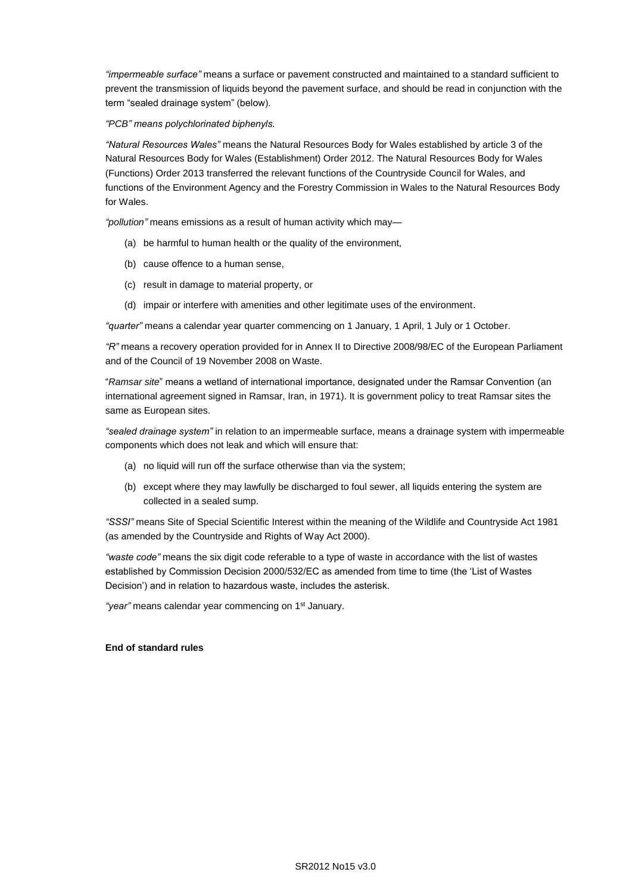*"impermeable surface"* means a surface or pavement constructed and maintained to a standard sufficient to prevent the transmission of liquids beyond the pavement surface, and should be read in conjunction with the term "sealed drainage system" (below).

*"PCB" means polychlorinated biphenyls.*

*"Natural Resources Wales"* means the Natural Resources Body for Wales established by article 3 of the Natural Resources Body for Wales (Establishment) Order 2012. The Natural Resources Body for Wales (Functions) Order 2013 transferred the relevant functions of the Countryside Council for Wales, and functions of the Environment Agency and the Forestry Commission in Wales to the Natural Resources Body for Wales.

*"pollution"* means emissions as a result of human activity which may—

(a) be harmful to human health or the quality of the environment,

(b) cause offence to a human sense,

(c) result in damage to material property, or

(d) impair or interfere with amenities and other legitimate uses of the environment.

*"quarter"* means a calendar year quarter commencing on 1 January, 1 April, 1 July or 1 October.

*"R"* means a recovery operation provided for in Annex II to Directive 2008/98/EC of the European Parliament and of the Council of 19 November 2008 on Waste.

"*Ramsar site*" means a wetland of international importance, designated under the Ramsar Convention (an international agreement signed in Ramsar, Iran, in 1971). It is government policy to treat Ramsar sites the same as European sites.

*"sealed drainage system"* in relation to an impermeable surface, means a drainage system with impermeable components which does not leak and which will ensure that:

(a) no liquid will run off the surface otherwise than via the system;

(b) except where they may lawfully be discharged to foul sewer, all liquids entering the system are collected in a sealed sump.

*"SSSI"* means Site of Special Scientific Interest within the meaning of the Wildlife and Countryside Act 1981 (as amended by the Countryside and Rights of Way Act 2000).

*"waste code"* means the six digit code referable to a type of waste in accordance with the list of wastes established by Commission Decision 2000/532/EC as amended from time to time (the 'List of Wastes Decision') and in relation to hazardous waste, includes the asterisk.

*"year"* means calendar year commencing on 1st January.

**End of standard rules**